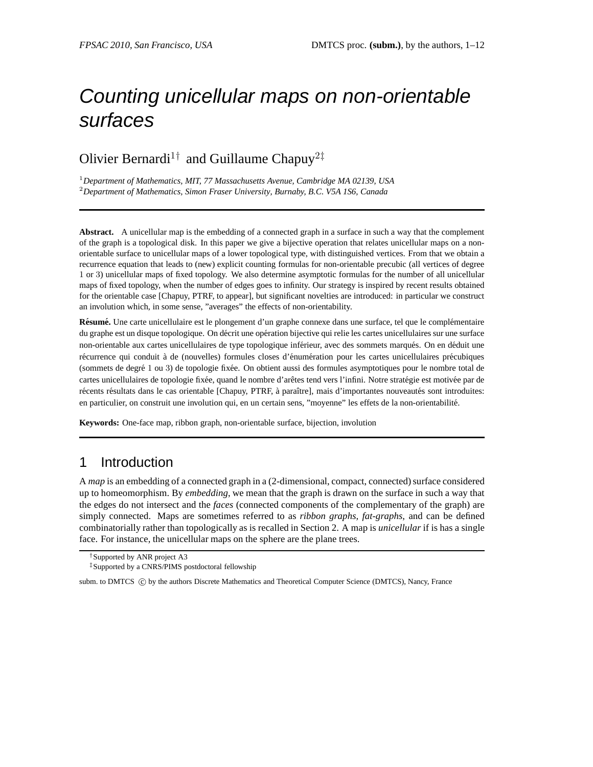# Counting unicellular maps on non-orientable surfaces

Olivier Bernardi[1†] and Guillaume Chapuy[2‡]

[1] *Department of Mathematics, MIT, 77 Massachusetts Avenue, Cambridge MA 02139, USA*
[2] *Department of Mathematics, Simon Fraser University, Burnaby, B.C. V5A 1S6, Canada*

---

**Abstract.** A unicellular map is the embedding of a connected graph in a surface in such a way that the complement of the graph is a topological disk. In this paper we give a bijective operation that relates unicellular maps on a non-orientable surface to unicellular maps of a lower topological type, with distinguished vertices. From that we obtain a recurrence equation that leads to (new) explicit counting formulas for non-orientable precubic (all vertices of degree 1 or 3) unicellular maps of fixed topology. We also determine asymptotic formulas for the number of all unicellular maps of fixed topology, when the number of edges goes to infinity. Our strategy is inspired by recent results obtained for the orientable case [Chapuy, PTRF, to appear], but significant novelties are introduced: in particular we construct an involution which, in some sense, "averages" the effects of non-orientability.

**Résumé.** Une carte unicellulaire est le plongement d'un graphe connexe dans une surface, tel que le complémentaire du graphe est un disque topologique. On décrit une opération bijective qui relie les cartes unicellulaires sur une surface non-orientable aux cartes unicellulaires de type topologique inférieur, avec des sommets marqués. On en déduit une récurrence qui conduit à de (nouvelles) formules closes d'énumération pour les cartes unicellulaires précubiques (sommets de degré 1 ou 3) de topologie fixée. On obtient aussi des formules asymptotiques pour le nombre total de cartes unicellulaires de topologie fixée, quand le nombre d'arêtes tend vers l'infini. Notre stratégie est motivée par de récents résultats dans le cas orientable [Chapuy, PTRF, à paraître], mais d'importantes nouveautés sont introduites: en particulier, on construit une involution qui, en un certain sens, "moyenne" les effets de la non-orientabilité.

**Keywords:** One-face map, ribbon graph, non-orientable surface, bijection, involution

---

## 1 Introduction

A *map* is an embedding of a connected graph in a (2-dimensional, compact, connected) surface considered up to homeomorphism. By *embedding*, we mean that the graph is drawn on the surface in such a way that the edges do not intersect and the *faces* (connected components of the complementary of the graph) are simply connected. Maps are sometimes referred to as *ribbon graphs*, *fat-graphs*, and can be defined combinatorially rather than topologically as is recalled in Section 2. A map is *unicellular* if is has a single face. For instance, the unicellular maps on the sphere are the plane trees.

[†] Supported by ANR project A3
[‡] Supported by a CNRS/PIMS postdoctoral fellowship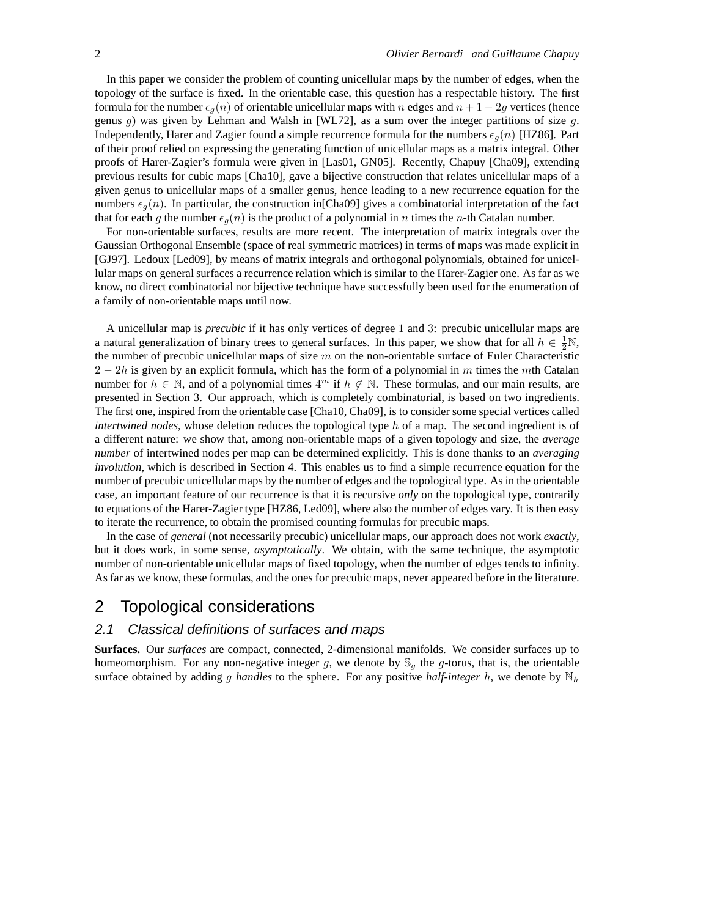In this paper we consider the problem of counting unicellular maps by the number of edges, when the topology of the surface is fixed. In the orientable case, this question has a respectable history. The first formula for the number $\epsilon_g(n)$ of orientable unicellular maps with $n$ edges and $n+1-2g$ vertices (hence genus $g$) was given by Lehman and Walsh in [WL72], as a sum over the integer partitions of size $g$. Independently, Harer and Zagier found a simple recurrence formula for the numbers $\epsilon_g(n)$ [HZ86]. Part of their proof relied on expressing the generating function of unicellular maps as a matrix integral. Other proofs of Harer-Zagier's formula were given in [Las01, GN05]. Recently, Chapuy [Cha09], extending previous results for cubic maps [Cha10], gave a bijective construction that relates unicellular maps of a given genus to unicellular maps of a smaller genus, hence leading to a new recurrence equation for the numbers $\epsilon_g(n)$. In particular, the construction in[Cha09] gives a combinatorial interpretation of the fact that for each $g$ the number $\epsilon_g(n)$ is the product of a polynomial in $n$ times the $n$-th Catalan number.

For non-orientable surfaces, results are more recent. The interpretation of matrix integrals over the Gaussian Orthogonal Ensemble (space of real symmetric matrices) in terms of maps was made explicit in [GJ97]. Ledoux [Led09], by means of matrix integrals and orthogonal polynomials, obtained for unicellular maps on general surfaces a recurrence relation which is similar to the Harer-Zagier one. As far as we know, no direct combinatorial nor bijective technique have successfully been used for the enumeration of a family of non-orientable maps until now.

A unicellular map is *precubic* if it has only vertices of degree 1 and 3: precubic unicellular maps are a natural generalization of binary trees to general surfaces. In this paper, we show that for all $h \in \frac{1}{2}\mathbb{N}$, the number of precubic unicellular maps of size $m$ on the non-orientable surface of Euler Characteristic $2-2h$ is given by an explicit formula, which has the form of a polynomial in $m$ times the $m$th Catalan number for $h \in \mathbb{N}$, and of a polynomial times $4^m$ if $h \notin \mathbb{N}$. These formulas, and our main results, are presented in Section 3. Our approach, which is completely combinatorial, is based on two ingredients. The first one, inspired from the orientable case [Cha10, Cha09], is to consider some special vertices called *intertwined nodes*, whose deletion reduces the topological type $h$ of a map. The second ingredient is of a different nature: we show that, among non-orientable maps of a given topology and size, the *average number* of intertwined nodes per map can be determined explicitly. This is done thanks to an *averaging involution*, which is described in Section 4. This enables us to find a simple recurrence equation for the number of precubic unicellular maps by the number of edges and the topological type. As in the orientable case, an important feature of our recurrence is that it is recursive *only* on the topological type, contrarily to equations of the Harer-Zagier type [HZ86, Led09], where also the number of edges vary. It is then easy to iterate the recurrence, to obtain the promised counting formulas for precubic maps.

In the case of *general* (not necessarily precubic) unicellular maps, our approach does not work *exactly*, but it does work, in some sense, *asymptotically*. We obtain, with the same technique, the asymptotic number of non-orientable unicellular maps of fixed topology, when the number of edges tends to infinity. As far as we know, these formulas, and the ones for precubic maps, never appeared before in the literature.

# 2 Topological considerations

## 2.1 Classical definitions of surfaces and maps

**Surfaces.** Our *surfaces* are compact, connected, 2-dimensional manifolds. We consider surfaces up to homeomorphism. For any non-negative integer $g$, we denote by $\mathbb{S}_g$ the $g$-torus, that is, the orientable surface obtained by adding $g$ *handles* to the sphere. For any positive *half-integer* $h$, we denote by $\mathbb{N}_h$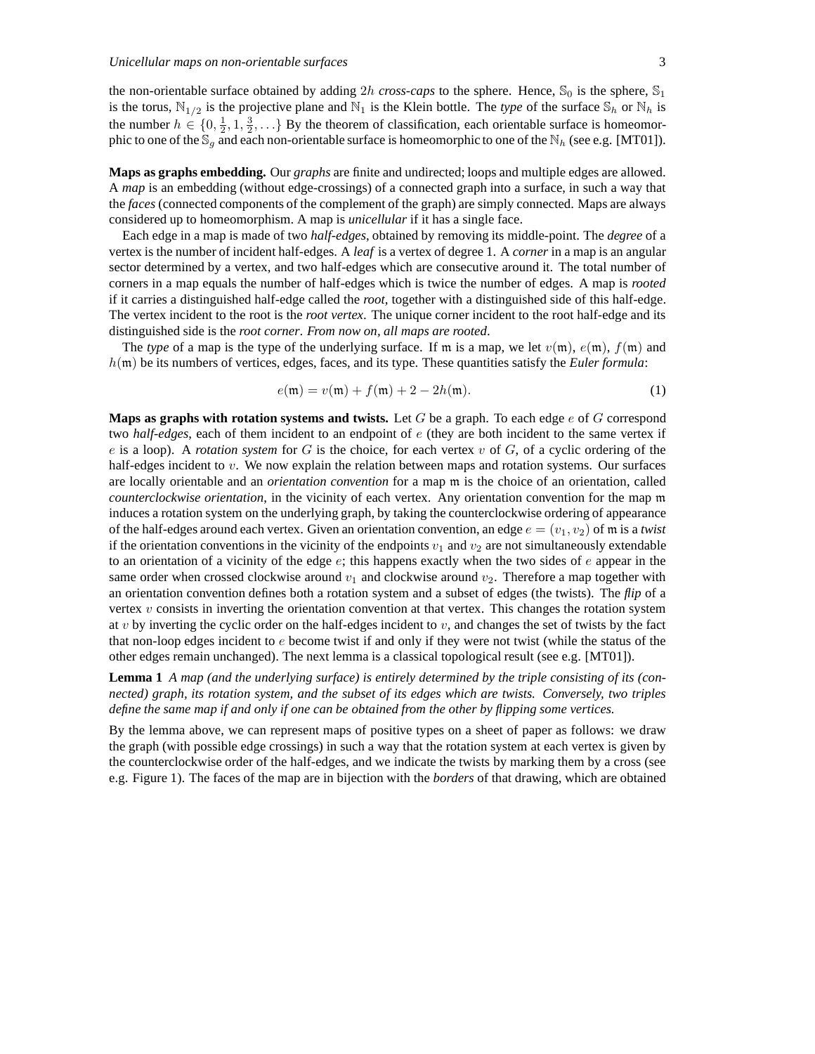the non-orientable surface obtained by adding $2h$ *cross-caps* to the sphere. Hence, $\mathbb{S}_0$ is the sphere, $\mathbb{S}_1$ is the torus, $\mathbb{N}_{1/2}$ is the projective plane and $\mathbb{N}_1$ is the Klein bottle. The *type* of the surface $\mathbb{S}_h$ or $\mathbb{N}_h$ is the number $h \in \{0, \frac{1}{2}, 1, \frac{3}{2}, \ldots\}$ By the theorem of classification, each orientable surface is homeomorphic to one of the $\mathbb{S}_g$ and each non-orientable surface is homeomorphic to one of the $\mathbb{N}_h$ (see e.g. [MT01]).

**Maps as graphs embedding.** Our *graphs* are finite and undirected; loops and multiple edges are allowed. A *map* is an embedding (without edge-crossings) of a connected graph into a surface, in such a way that the *faces* (connected components of the complement of the graph) are simply connected. Maps are always considered up to homeomorphism. A map is *unicellular* if it has a single face.

Each edge in a map is made of two *half-edges*, obtained by removing its middle-point. The *degree* of a vertex is the number of incident half-edges. A *leaf* is a vertex of degree 1. A *corner* in a map is an angular sector determined by a vertex, and two half-edges which are consecutive around it. The total number of corners in a map equals the number of half-edges which is twice the number of edges. A map is *rooted* if it carries a distinguished half-edge called the *root*, together with a distinguished side of this half-edge. The vertex incident to the root is the *root vertex*. The unique corner incident to the root half-edge and its distinguished side is the *root corner*. *From now on, all maps are rooted*.

The *type* of a map is the type of the underlying surface. If $\mathfrak{m}$ is a map, we let $v(\mathfrak{m})$, $e(\mathfrak{m})$, $f(\mathfrak{m})$ and $h(\mathfrak{m})$ be its numbers of vertices, edges, faces, and its type. These quantities satisfy the *Euler formula*:

$$e(\mathfrak{m}) = v(\mathfrak{m}) + f(\mathfrak{m}) + 2 - 2h(\mathfrak{m}). \tag{1}$$

**Maps as graphs with rotation systems and twists.** Let $G$ be a graph. To each edge $e$ of $G$ correspond two *half-edges*, each of them incident to an endpoint of $e$ (they are both incident to the same vertex if $e$ is a loop). A *rotation system* for $G$ is the choice, for each vertex $v$ of $G$, of a cyclic ordering of the half-edges incident to $v$. We now explain the relation between maps and rotation systems. Our surfaces are locally orientable and an *orientation convention* for a map $\mathfrak{m}$ is the choice of an orientation, called *counterclockwise orientation*, in the vicinity of each vertex. Any orientation convention for the map $\mathfrak{m}$ induces a rotation system on the underlying graph, by taking the counterclockwise ordering of appearance of the half-edges around each vertex. Given an orientation convention, an edge $e = (v_1, v_2)$ of $\mathfrak{m}$ is a *twist* if the orientation conventions in the vicinity of the endpoints $v_1$ and $v_2$ are not simultaneously extendable to an orientation of a vicinity of the edge $e$; this happens exactly when the two sides of $e$ appear in the same order when crossed clockwise around $v_1$ and clockwise around $v_2$. Therefore a map together with an orientation convention defines both a rotation system and a subset of edges (the twists). The *flip* of a vertex $v$ consists in inverting the orientation convention at that vertex. This changes the rotation system at $v$ by inverting the cyclic order on the half-edges incident to $v$, and changes the set of twists by the fact that non-loop edges incident to $e$ become twist if and only if they were not twist (while the status of the other edges remain unchanged). The next lemma is a classical topological result (see e.g. [MT01]).

**Lemma 1** *A map (and the underlying surface) is entirely determined by the triple consisting of its (connected) graph, its rotation system, and the subset of its edges which are twists. Conversely, two triples define the same map if and only if one can be obtained from the other by flipping some vertices.*

By the lemma above, we can represent maps of positive types on a sheet of paper as follows: we draw the graph (with possible edge crossings) in such a way that the rotation system at each vertex is given by the counterclockwise order of the half-edges, and we indicate the twists by marking them by a cross (see e.g. Figure 1). The faces of the map are in bijection with the *borders* of that drawing, which are obtained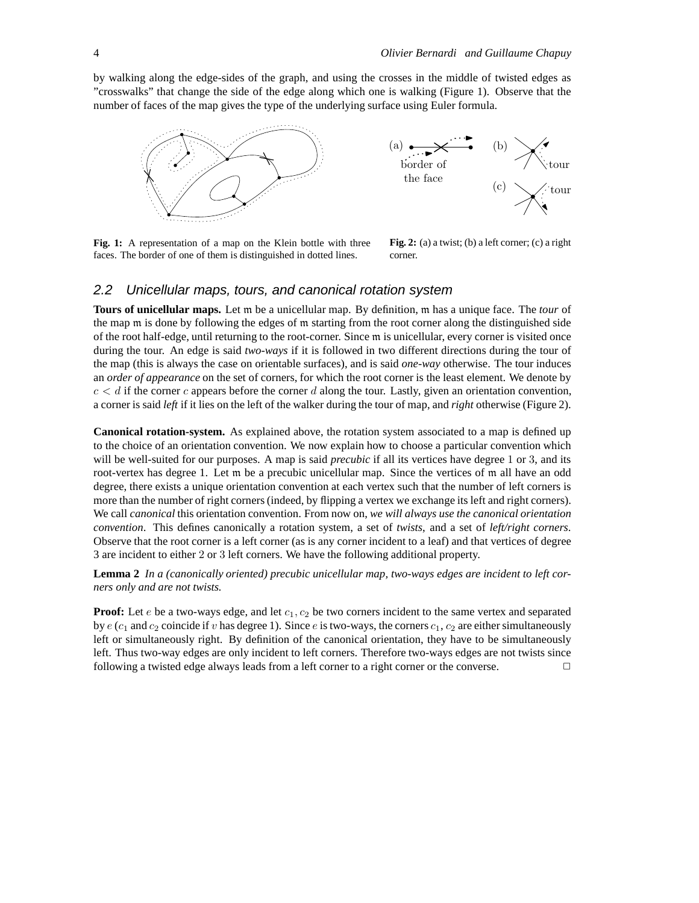by walking along the edge-sides of the graph, and using the crosses in the middle of twisted edges as "crosswalks" that change the side of the edge along which one is walking (Figure 1). Observe that the number of faces of the map gives the type of the underlying surface using Euler formula.

**Fig. 1:** A representation of a map on the Klein bottle with three faces. The border of one of them is distinguished in dotted lines.

**Fig. 2:** (a) a twist; (b) a left corner; (c) a right corner.

## 2.2 Unicellular maps, tours, and canonical rotation system

**Tours of unicellular maps.** Let $\mathfrak{m}$ be a unicellular map. By definition, $\mathfrak{m}$ has a unique face. The *tour* of the map $\mathfrak{m}$ is done by following the edges of $\mathfrak{m}$ starting from the root corner along the distinguished side of the root half-edge, until returning to the root-corner. Since $\mathfrak{m}$ is unicellular, every corner is visited once during the tour. An edge is said *two-ways* if it is followed in two different directions during the tour of the map (this is always the case on orientable surfaces), and is said *one-way* otherwise. The tour induces an *order of appearance* on the set of corners, for which the root corner is the least element. We denote by $c < d$ if the corner $c$ appears before the corner $d$ along the tour. Lastly, given an orientation convention, a corner is said *left* if it lies on the left of the walker during the tour of map, and *right* otherwise (Figure 2).

**Canonical rotation-system.** As explained above, the rotation system associated to a map is defined up to the choice of an orientation convention. We now explain how to choose a particular convention which will be well-suited for our purposes. A map is said *precubic* if all its vertices have degree 1 or 3, and its root-vertex has degree 1. Let $\mathfrak{m}$ be a precubic unicellular map. Since the vertices of $\mathfrak{m}$ all have an odd degree, there exists a unique orientation convention at each vertex such that the number of left corners is more than the number of right corners (indeed, by flipping a vertex we exchange its left and right corners). We call *canonical* this orientation convention. From now on, *we will always use the canonical orientation convention*. This defines canonically a rotation system, a set of *twists*, and a set of *left/right corners*. Observe that the root corner is a left corner (as is any corner incident to a leaf) and that vertices of degree 3 are incident to either 2 or 3 left corners. We have the following additional property.

**Lemma 2** *In a (canonically oriented) precubic unicellular map, two-ways edges are incident to left corners only and are not twists.*

**Proof:** Let $e$ be a two-ways edge, and let $c_1, c_2$ be two corners incident to the same vertex and separated by $e$ ($c_1$ and $c_2$ coincide if $v$ has degree 1). Since $e$ is two-ways, the corners $c_1$, $c_2$ are either simultaneously left or simultaneously right. By definition of the canonical orientation, they have to be simultaneously left. Thus two-way edges are only incident to left corners. Therefore two-ways edges are not twists since following a twisted edge always leads from a left corner to a right corner or the converse. □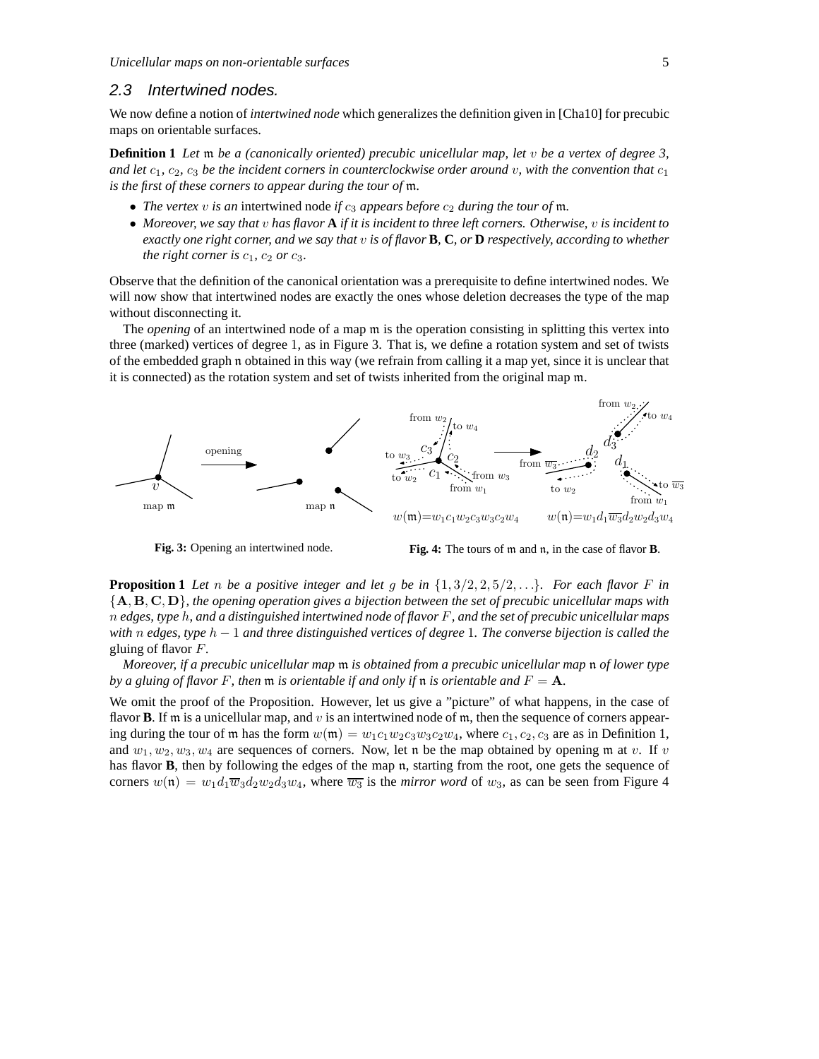## 2.3 Intertwined nodes.

We now define a notion of *intertwined node* which generalizes the definition given in [Cha10] for precubic maps on orientable surfaces.

**Definition 1** *Let $\mathfrak{m}$ be a (canonically oriented) precubic unicellular map, let $v$ be a vertex of degree 3, and let $c_1$, $c_2$, $c_3$ be the incident corners in counterclockwise order around $v$, with the convention that $c_1$ is the first of these corners to appear during the tour of $\mathfrak{m}$.*

- *The vertex $v$ is an* intertwined node *if $c_3$ appears before $c_2$ during the tour of $\mathfrak{m}$.*
- *Moreover, we say that $v$ has flavor* **A** *if it is incident to three left corners. Otherwise, $v$ is incident to exactly one right corner, and we say that $v$ is of flavor* **B**, **C**, *or* **D** *respectively, according to whether the right corner is $c_1$, $c_2$ or $c_3$.*

Observe that the definition of the canonical orientation was a prerequisite to define intertwined nodes. We will now show that intertwined nodes are exactly the ones whose deletion decreases the type of the map without disconnecting it.

The *opening* of an intertwined node of a map $\mathfrak{m}$ is the operation consisting in splitting this vertex into three (marked) vertices of degree 1, as in Figure 3. That is, we define a rotation system and set of twists of the embedded graph $\mathfrak{n}$ obtained in this way (we refrain from calling it a map yet, since it is unclear that it is connected) as the rotation system and set of twists inherited from the original map $\mathfrak{m}$.

**Fig. 3:** Opening an intertwined node.

**Fig. 4:** The tours of $\mathfrak{m}$ and $\mathfrak{n}$, in the case of flavor **B**.

**Proposition 1** *Let $n$ be a positive integer and let $g$ be in $\{1, 3/2, 2, 5/2, \ldots\}$. For each flavor $F$ in $\{\mathbf{A}, \mathbf{B}, \mathbf{C}, \mathbf{D}\}$, the opening operation gives a bijection between the set of precubic unicellular maps with $n$ edges, type $h$, and a distinguished intertwined node of flavor $F$, and the set of precubic unicellular maps with $n$ edges, type $h-1$ and three distinguished vertices of degree 1. The converse bijection is called the* gluing of flavor $F$.

*Moreover, if a precubic unicellular map $\mathfrak{m}$ is obtained from a precubic unicellular map $\mathfrak{n}$ of lower type by a gluing of flavor $F$, then $\mathfrak{m}$ is orientable if and only if $\mathfrak{n}$ is orientable and $F = \mathbf{A}$.*

We omit the proof of the Proposition. However, let us give a "picture" of what happens, in the case of flavor **B**. If $\mathfrak{m}$ is a unicellular map, and $v$ is an intertwined node of $\mathfrak{m}$, then the sequence of corners appearing during the tour of $\mathfrak{m}$ has the form $w(\mathfrak{m}) = w_1c_1w_2c_3w_3c_2w_4$, where $c_1, c_2, c_3$ are as in Definition 1, and $w_1, w_2, w_3, w_4$ are sequences of corners. Now, let $\mathfrak{n}$ be the map obtained by opening $\mathfrak{m}$ at $v$. If $v$ has flavor **B**, then by following the edges of the map $\mathfrak{n}$, starting from the root, one gets the sequence of corners $w(\mathfrak{n}) = w_1d_1\overline{w_3}d_2w_2d_3w_4$, where $\overline{w_3}$ is the *mirror word* of $w_3$, as can be seen from Figure 4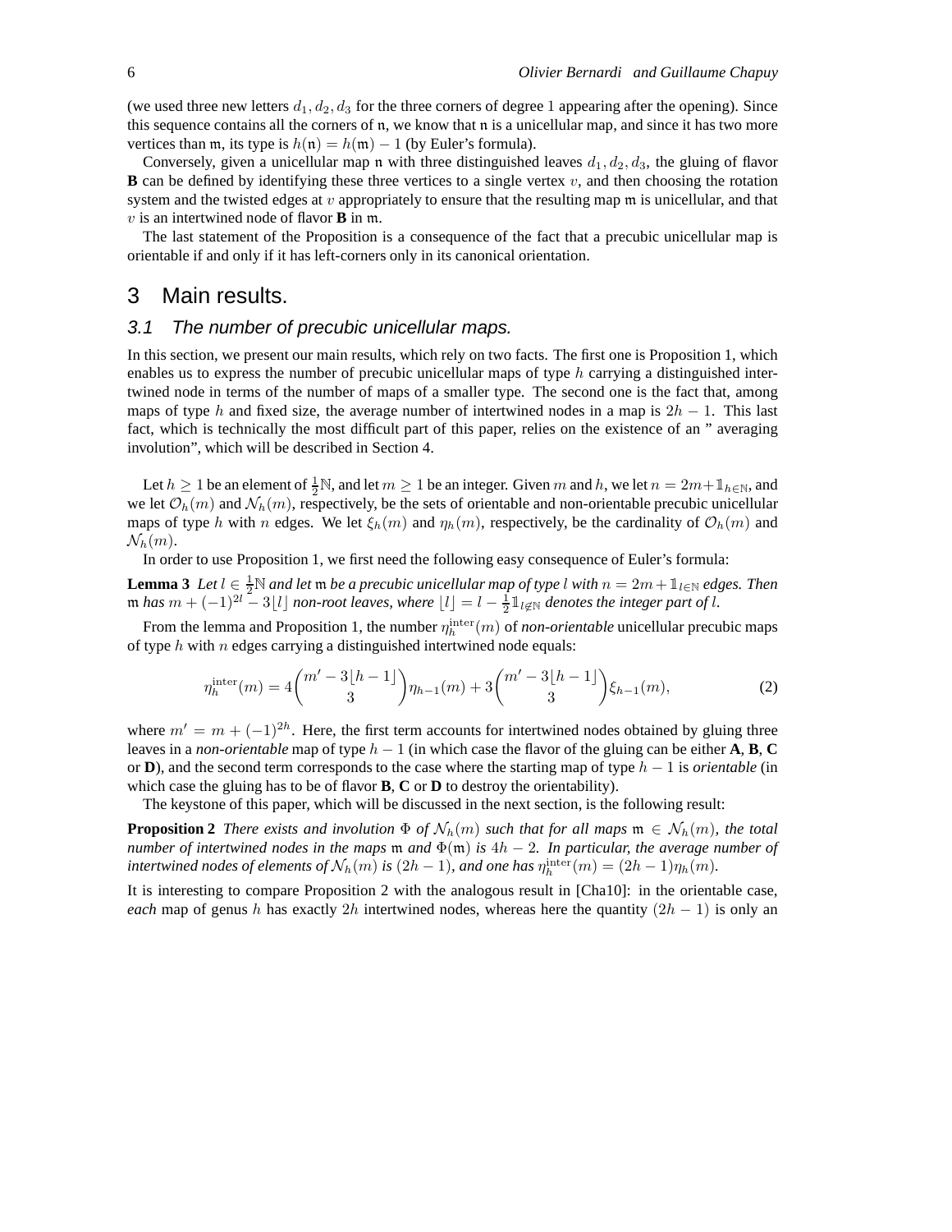(we used three new letters $d_1, d_2, d_3$ for the three corners of degree 1 appearing after the opening). Since this sequence contains all the corners of $\mathfrak{n}$, we know that $\mathfrak{n}$ is a unicellular map, and since it has two more vertices than $\mathfrak{m}$, its type is $h(\mathfrak{n}) = h(\mathfrak{m}) - 1$ (by Euler's formula).

Conversely, given a unicellular map $\mathfrak{n}$ with three distinguished leaves $d_1, d_2, d_3$, the gluing of flavor **B** can be defined by identifying these three vertices to a single vertex $v$, and then choosing the rotation system and the twisted edges at $v$ appropriately to ensure that the resulting map $\mathfrak{m}$ is unicellular, and that $v$ is an intertwined node of flavor **B** in $\mathfrak{m}$.

The last statement of the Proposition is a consequence of the fact that a precubic unicellular map is orientable if and only if it has left-corners only in its canonical orientation.

## 3 Main results.

### 3.1 The number of precubic unicellular maps.

In this section, we present our main results, which rely on two facts. The first one is Proposition 1, which enables us to express the number of precubic unicellular maps of type $h$ carrying a distinguished intertwined node in terms of the number of maps of a smaller type. The second one is the fact that, among maps of type $h$ and fixed size, the average number of intertwined nodes in a map is $2h - 1$. This last fact, which is technically the most difficult part of this paper, relies on the existence of an " averaging involution", which will be described in Section 4.

Let $h \geq 1$ be an element of $\frac{1}{2}\mathbb{N}$, and let $m \geq 1$ be an integer. Given $m$ and $h$, we let $n = 2m + \mathbb{1}_{h\in\mathbb{N}}$, and we let $\mathcal{O}_h(m)$ and $\mathcal{N}_h(m)$, respectively, be the sets of orientable and non-orientable precubic unicellular maps of type $h$ with $n$ edges. We let $\xi_h(m)$ and $\eta_h(m)$, respectively, be the cardinality of $\mathcal{O}_h(m)$ and $\mathcal{N}_h(m)$.

In order to use Proposition 1, we first need the following easy consequence of Euler's formula:

**Lemma 3** *Let $l \in \frac{1}{2}\mathbb{N}$ and let $\mathfrak{m}$ be a precubic unicellular map of type $l$ with $n = 2m + \mathbb{1}_{l\in\mathbb{N}}$ edges. Then $\mathfrak{m}$ has $m + (-1)^{2l} - 3\lfloor l \rfloor$ non-root leaves, where $\lfloor l \rfloor = l - \frac{1}{2}\mathbb{1}_{l\notin\mathbb{N}}$ denotes the integer part of $l$.*

From the lemma and Proposition 1, the number $\eta_h^{\text{inter}}(m)$ of *non-orientable* unicellular precubic maps of type $h$ with $n$ edges carrying a distinguished intertwined node equals:

$$\eta_h^{\text{inter}}(m) = 4\binom{m' - 3\lfloor h-1 \rfloor}{3}\eta_{h-1}(m) + 3\binom{m' - 3\lfloor h-1 \rfloor}{3}\xi_{h-1}(m), \tag{2}$$

where $m' = m + (-1)^{2h}$. Here, the first term accounts for intertwined nodes obtained by gluing three leaves in a *non-orientable* map of type $h - 1$ (in which case the flavor of the gluing can be either **A**, **B**, **C** or **D**), and the second term corresponds to the case where the starting map of type $h - 1$ is *orientable* (in which case the gluing has to be of flavor **B**, **C** or **D** to destroy the orientability).

The keystone of this paper, which will be discussed in the next section, is the following result:

**Proposition 2** *There exists and involution $\Phi$ of $\mathcal{N}_h(m)$ such that for all maps $\mathfrak{m} \in \mathcal{N}_h(m)$, the total number of intertwined nodes in the maps $\mathfrak{m}$ and $\Phi(\mathfrak{m})$ is $4h - 2$. In particular, the average number of intertwined nodes of elements of $\mathcal{N}_h(m)$ is $(2h - 1)$, and one has $\eta_h^{\text{inter}}(m) = (2h - 1)\eta_h(m)$.*

It is interesting to compare Proposition 2 with the analogous result in [Cha10]: in the orientable case, *each* map of genus $h$ has exactly $2h$ intertwined nodes, whereas here the quantity $(2h - 1)$ is only an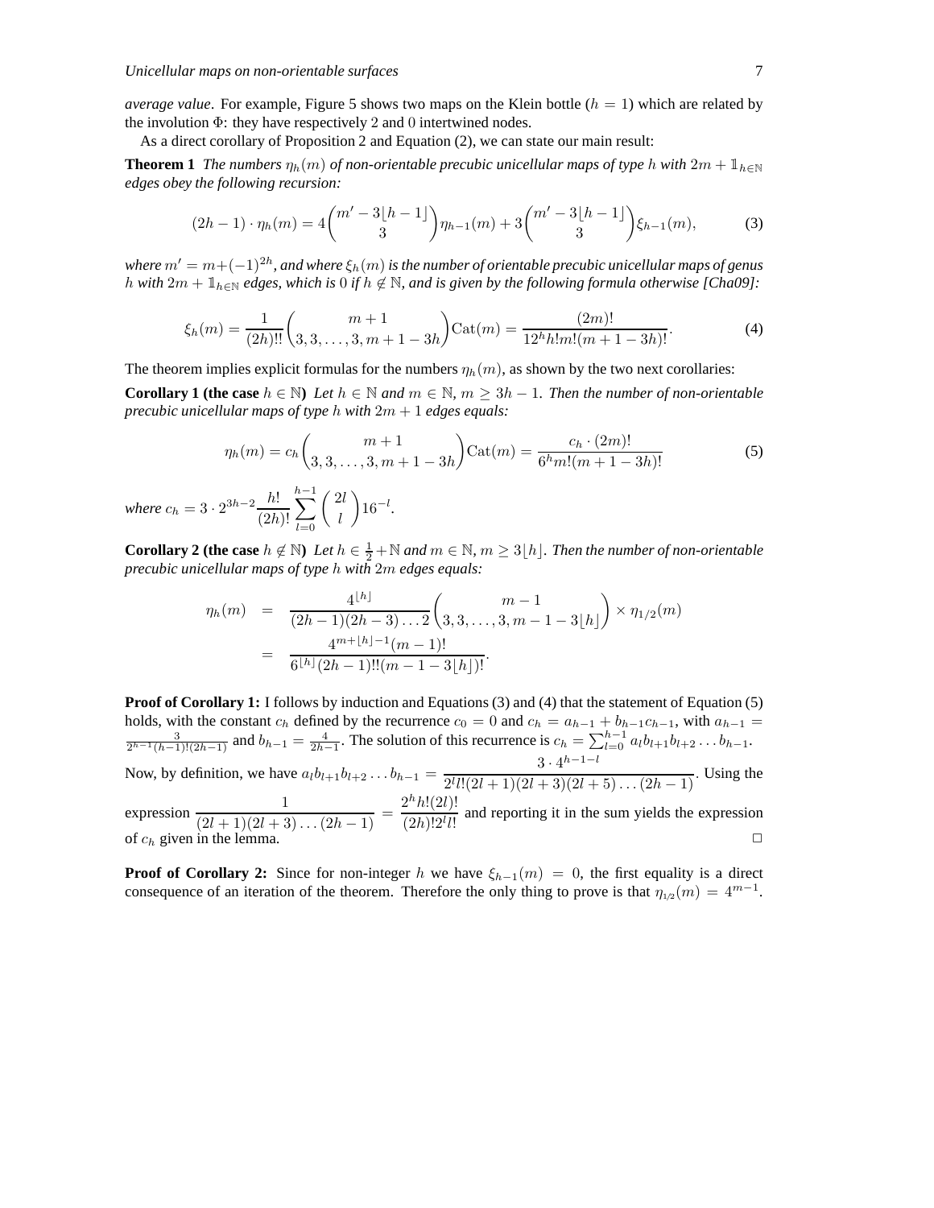*average value*. For example, Figure 5 shows two maps on the Klein bottle ($h = 1$) which are related by the involution $\Phi$: they have respectively 2 and 0 intertwined nodes.

As a direct corollary of Proposition 2 and Equation (2), we can state our main result:

**Theorem 1** *The numbers $\eta_h(m)$ of non-orientable precubic unicellular maps of type $h$ with $2m + \mathbb{1}_{h\in\mathbb{N}}$ edges obey the following recursion:*

$$(2h-1)\cdot \eta_h(m) = 4\binom{m'-3\lfloor h-1\rfloor}{3}\eta_{h-1}(m) + 3\binom{m'-3\lfloor h-1\rfloor}{3}\xi_{h-1}(m), \tag{3}$$

*where $m' = m+(-1)^{2h}$, and where $\xi_h(m)$ is the number of orientable precubic unicellular maps of genus $h$ with $2m + \mathbb{1}_{h\in\mathbb{N}}$ edges, which is 0 if $h \notin \mathbb{N}$, and is given by the following formula otherwise [Cha09]:*

$$\xi_h(m) = \frac{1}{(2h)!!}\binom{m+1}{3,3,\ldots,3,m+1-3h}\mathrm{Cat}(m) = \frac{(2m)!}{12^h h! m!(m+1-3h)!}. \tag{4}$$

The theorem implies explicit formulas for the numbers $\eta_h(m)$, as shown by the two next corollaries:

**Corollary 1 (the case $h \in \mathbb{N}$)** *Let $h \in \mathbb{N}$ and $m \in \mathbb{N}$, $m \geq 3h-1$. Then the number of non-orientable precubic unicellular maps of type $h$ with $2m+1$ edges equals:*

$$\eta_h(m) = c_h\binom{m+1}{3,3,\ldots,3,m+1-3h}\mathrm{Cat}(m) = \frac{c_h\cdot(2m)!}{6^h m!(m+1-3h)!} \tag{5}$$

*where $c_h = 3\cdot 2^{3h-2}\dfrac{h!}{(2h)!}\displaystyle\sum_{l=0}^{h-1}\binom{2l}{l}16^{-l}$.*

**Corollary 2 (the case $h \notin \mathbb{N}$)** *Let $h \in \frac{1}{2}+\mathbb{N}$ and $m \in \mathbb{N}$, $m \geq 3\lfloor h\rfloor$. Then the number of non-orientable precubic unicellular maps of type $h$ with $2m$ edges equals:*

$$\begin{aligned}\eta_h(m) &= \frac{4^{\lfloor h\rfloor}}{(2h-1)(2h-3)\ldots 2}\binom{m-1}{3,3,\ldots,3,m-1-3\lfloor h\rfloor}\times\eta_{1/2}(m)\\ &= \frac{4^{m+\lfloor h\rfloor-1}(m-1)!}{6^{\lfloor h\rfloor}(2h-1)!!(m-1-3\lfloor h\rfloor)!}.\end{aligned}$$

**Proof of Corollary 1:** I follows by induction and Equations (3) and (4) that the statement of Equation (5) holds, with the constant $c_h$ defined by the recurrence $c_0 = 0$ and $c_h = a_{h-1} + b_{h-1}c_{h-1}$, with $a_{h-1} = \frac{3}{2^{h-1}(h-1)!(2h-1)}$ and $b_{h-1} = \frac{4}{2h-1}$. The solution of this recurrence is $c_h = \sum_{l=0}^{h-1} a_l b_{l+1} b_{l+2}\ldots b_{h-1}$. Now, by definition, we have $a_l b_{l+1} b_{l+2}\ldots b_{h-1} = \dfrac{3\cdot 4^{h-1-l}}{2^l l!(2l+1)(2l+3)(2l+5)\ldots(2h-1)}$. Using the expression $\dfrac{1}{(2l+1)(2l+3)\ldots(2h-1)} = \dfrac{2^h h!(2l)!}{(2h)!2^l l!}$ and reporting it in the sum yields the expression of $c_h$ given in the lemma. □

**Proof of Corollary 2:** Since for non-integer $h$ we have $\xi_{h-1}(m) = 0$, the first equality is a direct consequence of an iteration of the theorem. Therefore the only thing to prove is that $\eta_{1/2}(m) = 4^{m-1}$.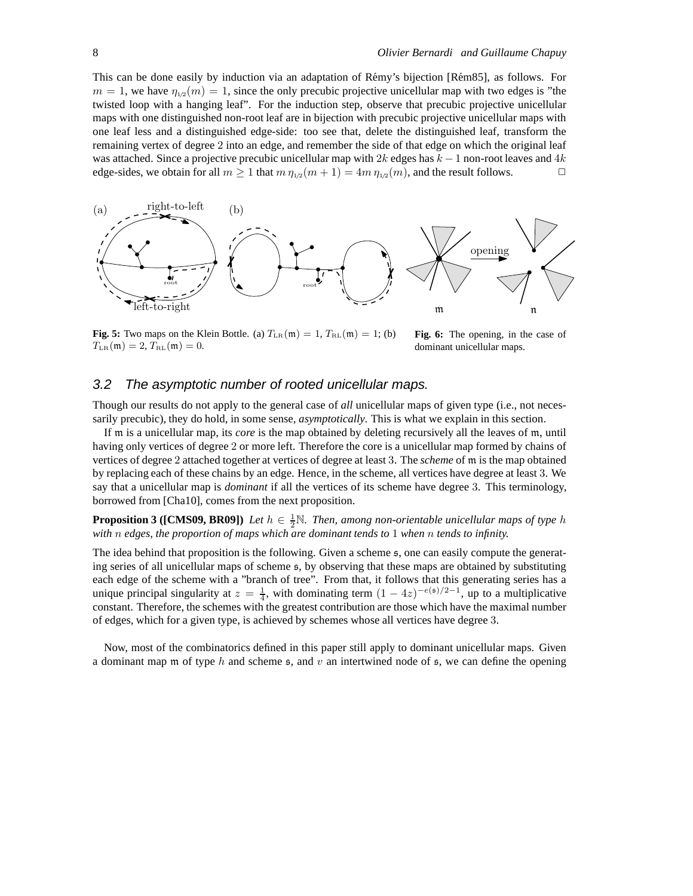This can be done easily by induction via an adaptation of Rémy's bijection [Rém85], as follows. For $m = 1$, we have $\eta_{1/2}(m) = 1$, since the only precubic projective unicellular map with two edges is "the twisted loop with a hanging leaf". For the induction step, observe that precubic projective unicellular maps with one distinguished non-root leaf are in bijection with precubic projective unicellular maps with one leaf less and a distinguished edge-side: too see that, delete the distinguished leaf, transform the remaining vertex of degree 2 into an edge, and remember the side of that edge on which the original leaf was attached. Since a projective precubic unicellular map with $2k$ edges has $k-1$ non-root leaves and $4k$ edge-sides, we obtain for all $m \geq 1$ that $m\,\eta_{1/2}(m+1) = 4m\,\eta_{1/2}(m)$, and the result follows. $\square$

**Fig. 5:** Two maps on the Klein Bottle. (a) $T_{\mathrm{LR}}(\mathfrak{m}) = 1$, $T_{\mathrm{RL}}(\mathfrak{m}) = 1$; (b) $T_{\mathrm{LR}}(\mathfrak{m}) = 2$, $T_{\mathrm{RL}}(\mathfrak{m}) = 0$.

**Fig. 6:** The opening, in the case of dominant unicellular maps.

## 3.2 The asymptotic number of rooted unicellular maps.

Though our results do not apply to the general case of *all* unicellular maps of given type (i.e., not necessarily precubic), they do hold, in some sense, *asymptotically*. This is what we explain in this section.

If $\mathfrak{m}$ is a unicellular map, its *core* is the map obtained by deleting recursively all the leaves of $\mathfrak{m}$, until having only vertices of degree 2 or more left. Therefore the core is a unicellular map formed by chains of vertices of degree 2 attached together at vertices of degree at least 3. The *scheme* of $\mathfrak{m}$ is the map obtained by replacing each of these chains by an edge. Hence, in the scheme, all vertices have degree at least 3. We say that a unicellular map is *dominant* if all the vertices of its scheme have degree 3. This terminology, borrowed from [Cha10], comes from the next proposition.

**Proposition 3 ([CMS09, BR09])** *Let $h \in \frac{1}{2}\mathbb{N}$. Then, among non-orientable unicellular maps of type $h$ with $n$ edges, the proportion of maps which are dominant tends to 1 when $n$ tends to infinity.*

The idea behind that proposition is the following. Given a scheme $\mathfrak{s}$, one can easily compute the generating series of all unicellular maps of scheme $\mathfrak{s}$, by observing that these maps are obtained by substituting each edge of the scheme with a "branch of tree". From that, it follows that this generating series has a unique principal singularity at $z = \frac{1}{4}$, with dominating term $(1-4z)^{-e(\mathfrak{s})/2-1}$, up to a multiplicative constant. Therefore, the schemes with the greatest contribution are those which have the maximal number of edges, which for a given type, is achieved by schemes whose all vertices have degree 3.

Now, most of the combinatorics defined in this paper still apply to dominant unicellular maps. Given a dominant map $\mathfrak{m}$ of type $h$ and scheme $\mathfrak{s}$, and $v$ an intertwined node of $\mathfrak{s}$, we can define the opening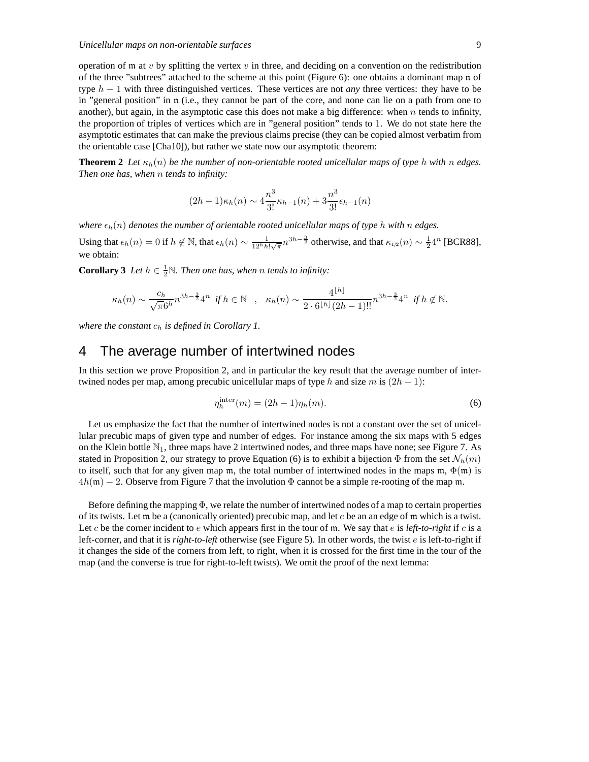operation of $\mathfrak{m}$ at $v$ by splitting the vertex $v$ in three, and deciding on a convention on the redistribution of the three "subtrees" attached to the scheme at this point (Figure 6): one obtains a dominant map $\mathfrak{n}$ of type $h-1$ with three distinguished vertices. These vertices are not *any* three vertices: they have to be in "general position" in $\mathfrak{n}$ (i.e., they cannot be part of the core, and none can lie on a path from one to another), but again, in the asymptotic case this does not make a big difference: when $n$ tends to infinity, the proportion of triples of vertices which are in "general position" tends to 1. We do not state here the asymptotic estimates that can make the previous claims precise (they can be copied almost verbatim from the orientable case [Cha10]), but rather we state now our asymptotic theorem:

**Theorem 2** *Let $\kappa_h(n)$ be the number of non-orientable rooted unicellular maps of type $h$ with $n$ edges. Then one has, when $n$ tends to infinity:*

$$(2h-1)\kappa_h(n) \sim 4\frac{n^3}{3!}\kappa_{h-1}(n) + 3\frac{n^3}{3!}\epsilon_{h-1}(n)$$

*where $\epsilon_h(n)$ denotes the number of orientable rooted unicellular maps of type $h$ with $n$ edges.*

Using that $\epsilon_h(n) = 0$ if $h \notin \mathbb{N}$, that $\epsilon_h(n) \sim \frac{1}{12^h h! \sqrt{\pi}} n^{3h-\frac{3}{2}}$ otherwise, and that $\kappa_{1/2}(n) \sim \frac{1}{2}4^n$ [BCR88], we obtain:

**Corollary 3** *Let $h \in \frac{1}{2}\mathbb{N}$. Then one has, when $n$ tends to infinity:*

$$\kappa_h(n) \sim \frac{c_h}{\sqrt{\pi}6^h} n^{3h-\frac{3}{2}} 4^n \ \text{ if } h \in \mathbb{N} \quad , \quad \kappa_h(n) \sim \frac{4^{\lfloor h \rfloor}}{2 \cdot 6^{\lfloor h \rfloor}(2h-1)!!} n^{3h-\frac{3}{2}} 4^n \ \text{ if } h \notin \mathbb{N}.$$

*where the constant $c_h$ is defined in Corollary 1.*

# 4 The average number of intertwined nodes

In this section we prove Proposition 2, and in particular the key result that the average number of intertwined nodes per map, among precubic unicellular maps of type $h$ and size $m$ is $(2h-1)$:

$$\eta_h^{\text{inter}}(m) = (2h-1)\eta_h(m). \tag{6}$$

Let us emphasize the fact that the number of intertwined nodes is not a constant over the set of unicellular precubic maps of given type and number of edges. For instance among the six maps with 5 edges on the Klein bottle $\mathbb{N}_1$, three maps have 2 intertwined nodes, and three maps have none; see Figure 7. As stated in Proposition 2, our strategy to prove Equation (6) is to exhibit a bijection $\Phi$ from the set $\mathcal{N}_h(m)$ to itself, such that for any given map $\mathfrak{m}$, the total number of intertwined nodes in the maps $\mathfrak{m}$, $\Phi(\mathfrak{m})$ is $4h(\mathfrak{m}) - 2$. Observe from Figure 7 that the involution $\Phi$ cannot be a simple re-rooting of the map $\mathfrak{m}$.

Before defining the mapping $\Phi$, we relate the number of intertwined nodes of a map to certain properties of its twists. Let $\mathfrak{m}$ be a (canonically oriented) precubic map, and let $e$ be an an edge of $\mathfrak{m}$ which is a twist. Let $c$ be the corner incident to $e$ which appears first in the tour of $\mathfrak{m}$. We say that $e$ is *left-to-right* if $c$ is a left-corner, and that it is *right-to-left* otherwise (see Figure 5). In other words, the twist $e$ is left-to-right if it changes the side of the corners from left, to right, when it is crossed for the first time in the tour of the map (and the converse is true for right-to-left twists). We omit the proof of the next lemma: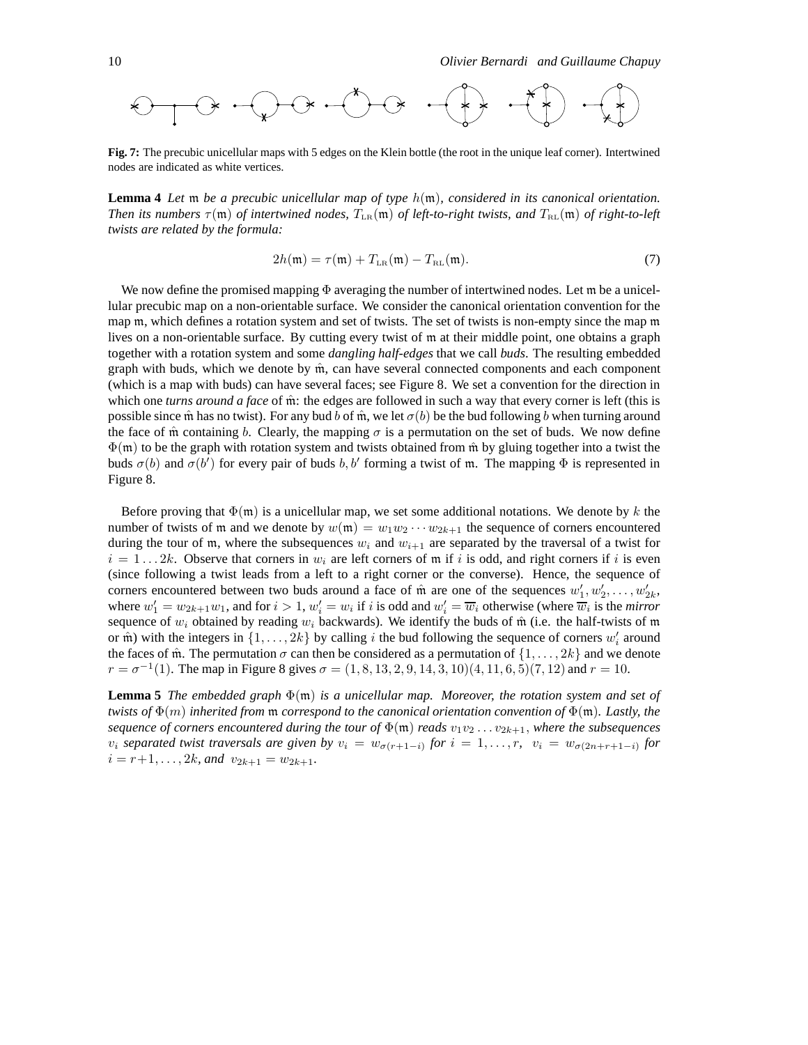**Fig. 7:** The precubic unicellular maps with 5 edges on the Klein bottle (the root in the unique leaf corner). Intertwined nodes are indicated as white vertices.

**Lemma 4** *Let $\mathfrak{m}$ be a precubic unicellular map of type $h(\mathfrak{m})$, considered in its canonical orientation. Then its numbers $\tau(\mathfrak{m})$ of intertwined nodes, $T_{\text{LR}}(\mathfrak{m})$ of left-to-right twists, and $T_{\text{RL}}(\mathfrak{m})$ of right-to-left twists are related by the formula:*

$$2h(\mathfrak{m}) = \tau(\mathfrak{m}) + T_{\text{LR}}(\mathfrak{m}) - T_{\text{RL}}(\mathfrak{m}). \tag{7}$$

We now define the promised mapping $\Phi$ averaging the number of intertwined nodes. Let $\mathfrak{m}$ be a unicellular precubic map on a non-orientable surface. We consider the canonical orientation convention for the map $\mathfrak{m}$, which defines a rotation system and set of twists. The set of twists is non-empty since the map $\mathfrak{m}$ lives on a non-orientable surface. By cutting every twist of $\mathfrak{m}$ at their middle point, one obtains a graph together with a rotation system and some *dangling half-edges* that we call *buds*. The resulting embedded graph with buds, which we denote by $\hat{\mathfrak{m}}$, can have several connected components and each component (which is a map with buds) can have several faces; see Figure 8. We set a convention for the direction in which one *turns around a face* of $\hat{\mathfrak{m}}$: the edges are followed in such a way that every corner is left (this is possible since $\hat{\mathfrak{m}}$ has no twist). For any bud $b$ of $\hat{\mathfrak{m}}$, we let $\sigma(b)$ be the bud following $b$ when turning around the face of $\hat{\mathfrak{m}}$ containing $b$. Clearly, the mapping $\sigma$ is a permutation on the set of buds. We now define $\Phi(\mathfrak{m})$ to be the graph with rotation system and twists obtained from $\hat{\mathfrak{m}}$ by gluing together into a twist the buds $\sigma(b)$ and $\sigma(b')$ for every pair of buds $b, b'$ forming a twist of $\mathfrak{m}$. The mapping $\Phi$ is represented in Figure 8.

Before proving that $\Phi(\mathfrak{m})$ is a unicellular map, we set some additional notations. We denote by $k$ the number of twists of $\mathfrak{m}$ and we denote by $w(\mathfrak{m}) = w_1 w_2 \cdots w_{2k+1}$ the sequence of corners encountered during the tour of $\mathfrak{m}$, where the subsequences $w_i$ and $w_{i+1}$ are separated by the traversal of a twist for $i = 1 \ldots 2k$. Observe that corners in $w_i$ are left corners of $\mathfrak{m}$ if $i$ is odd, and right corners if $i$ is even (since following a twist leads from a left to a right corner or the converse). Hence, the sequence of corners encountered between two buds around a face of $\hat{\mathfrak{m}}$ are one of the sequences $w'_1, w'_2, \ldots, w'_{2k}$, where $w'_1 = w_{2k+1}w_1$, and for $i > 1$, $w'_i = w_i$ if $i$ is odd and $w'_i = \overline{w}_i$ otherwise (where $\overline{w}_i$ is the *mirror* sequence of $w_i$ obtained by reading $w_i$ backwards). We identify the buds of $\hat{\mathfrak{m}}$ (i.e. the half-twists of $\mathfrak{m}$ or $\hat{\mathfrak{m}}$) with the integers in $\{1, \ldots, 2k\}$ by calling $i$ the bud following the sequence of corners $w'_i$ around the faces of $\hat{\mathfrak{m}}$. The permutation $\sigma$ can then be considered as a permutation of $\{1, \ldots, 2k\}$ and we denote $r = \sigma^{-1}(1)$. The map in Figure 8 gives $\sigma = (1, 8, 13, 2, 9, 14, 3, 10)(4, 11, 6, 5)(7, 12)$ and $r = 10$.

**Lemma 5** *The embedded graph $\Phi(\mathfrak{m})$ is a unicellular map. Moreover, the rotation system and set of twists of $\Phi(m)$ inherited from $\mathfrak{m}$ correspond to the canonical orientation convention of $\Phi(\mathfrak{m})$. Lastly, the sequence of corners encountered during the tour of $\Phi(\mathfrak{m})$ reads $v_1 v_2 \ldots v_{2k+1}$, where the subsequences $v_i$ separated twist traversals are given by $v_i = w_{\sigma(r+1-i)}$ for $i = 1, \ldots, r$, $v_i = w_{\sigma(2n+r+1-i)}$ for $i = r+1, \ldots, 2k$, and $v_{2k+1} = w_{2k+1}$.*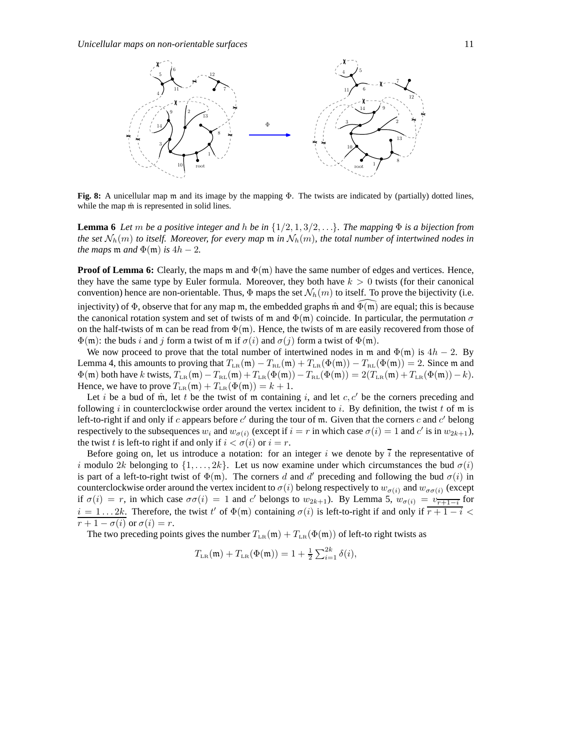**Fig. 8:** A unicellular map $\mathfrak{m}$ and its image by the mapping $\Phi$. The twists are indicated by (partially) dotted lines, while the map $\hat{\mathfrak{m}}$ is represented in solid lines.

**Lemma 6** *Let $m$ be a positive integer and $h$ be in $\{1/2, 1, 3/2, \ldots\}$. The mapping $\Phi$ is a bijection from the set $\mathcal{N}_h(m)$ to itself. Moreover, for every map $\mathfrak{m}$ in $\mathcal{N}_h(m)$, the total number of intertwined nodes in the maps $\mathfrak{m}$ and $\Phi(\mathfrak{m})$ is $4h-2$.*

**Proof of Lemma 6:** Clearly, the maps $\mathfrak{m}$ and $\Phi(\mathfrak{m})$ have the same number of edges and vertices. Hence, they have the same type by Euler formula. Moreover, they both have $k > 0$ twists (for their canonical convention) hence are non-orientable. Thus, $\Phi$ maps the set $\mathcal{N}_h(m)$ to itself. To prove the bijectivity (i.e. injectivity) of $\Phi$, observe that for any map $\mathfrak{m}$, the embedded graphs $\hat{\mathfrak{m}}$ and $\widehat{\Phi(\mathfrak{m})}$ are equal; this is because the canonical rotation system and set of twists of $\mathfrak{m}$ and $\Phi(\mathfrak{m})$ coincide. In particular, the permutation $\sigma$ on the half-twists of $\mathfrak{m}$ can be read from $\Phi(\mathfrak{m})$. Hence, the twists of $\mathfrak{m}$ are easily recovered from those of $\Phi(\mathfrak{m})$: the buds $i$ and $j$ form a twist of $\mathfrak{m}$ if $\sigma(i)$ and $\sigma(j)$ form a twist of $\Phi(\mathfrak{m})$.

We now proceed to prove that the total number of intertwined nodes in $\mathfrak{m}$ and $\Phi(\mathfrak{m})$ is $4h-2$. By Lemma 4, this amounts to proving that $T_{\text{LR}}(\mathfrak{m}) - T_{\text{RL}}(\mathfrak{m}) + T_{\text{LR}}(\Phi(\mathfrak{m})) - T_{\text{RL}}(\Phi(\mathfrak{m})) = 2$. Since $\mathfrak{m}$ and $\Phi(\mathfrak{m})$ both have $k$ twists, $T_{\text{LR}}(\mathfrak{m}) - T_{\text{RL}}(\mathfrak{m}) + T_{\text{LR}}(\Phi(\mathfrak{m})) - T_{\text{RL}}(\Phi(\mathfrak{m})) = 2(T_{\text{LR}}(\mathfrak{m}) + T_{\text{LR}}(\Phi(\mathfrak{m})) - k)$. Hence, we have to prove $T_{\text{LR}}(\mathfrak{m}) + T_{\text{LR}}(\Phi(\mathfrak{m})) = k+1$.

Let $i$ be a bud of $\hat{\mathfrak{m}}$, let $t$ be the twist of $\mathfrak{m}$ containing $i$, and let $c, c'$ be the corners preceding and following $i$ in counterclockwise order around the vertex incident to $i$. By definition, the twist $t$ of $\mathfrak{m}$ is left-to-right if and only if $c$ appears before $c'$ during the tour of $\mathfrak{m}$. Given that the corners $c$ and $c'$ belong respectively to the subsequences $w_i$ and $w_{\sigma(i)}$ (except if $i = r$ in which case $\sigma(i) = 1$ and $c'$ is in $w_{2k+1}$), the twist $t$ is left-to right if and only if $i < \sigma(i)$ or $i = r$.

Before going on, let us introduce a notation: for an integer $i$ we denote by $\overline{i}$ the representative of $i$ modulo $2k$ belonging to $\{1, \ldots, 2k\}$. Let us now examine under which circumstances the bud $\sigma(i)$ is part of a left-to-right twist of $\Phi(\mathfrak{m})$. The corners $d$ and $d'$ preceding and following the bud $\sigma(i)$ in counterclockwise order around the vertex incident to $\sigma(i)$ belong respectively to $w_{\sigma(i)}$ and $w_{\sigma\sigma(i)}$ (except if $\sigma(i) = r$, in which case $\sigma\sigma(i) = 1$ and $c'$ belongs to $w_{2k+1}$). By Lemma 5, $w_{\sigma(i)} = v_{\overline{r+1-i}}$ for $i = 1 \ldots 2k$. Therefore, the twist $t'$ of $\Phi(\mathfrak{m})$ containing $\sigma(i)$ is left-to-right if and only if $\overline{r+1-i} < \overline{r+1-\sigma(i)}$ or $\sigma(i) = r$.

The two preceding points gives the number $T_{\text{LR}}(\mathfrak{m}) + T_{\text{LR}}(\Phi(\mathfrak{m}))$ of left-to right twists as

$$T_{\text{LR}}(\mathfrak{m}) + T_{\text{LR}}(\Phi(\mathfrak{m})) = 1 + \tfrac{1}{2}\sum_{i=1}^{2k} \delta(i),$$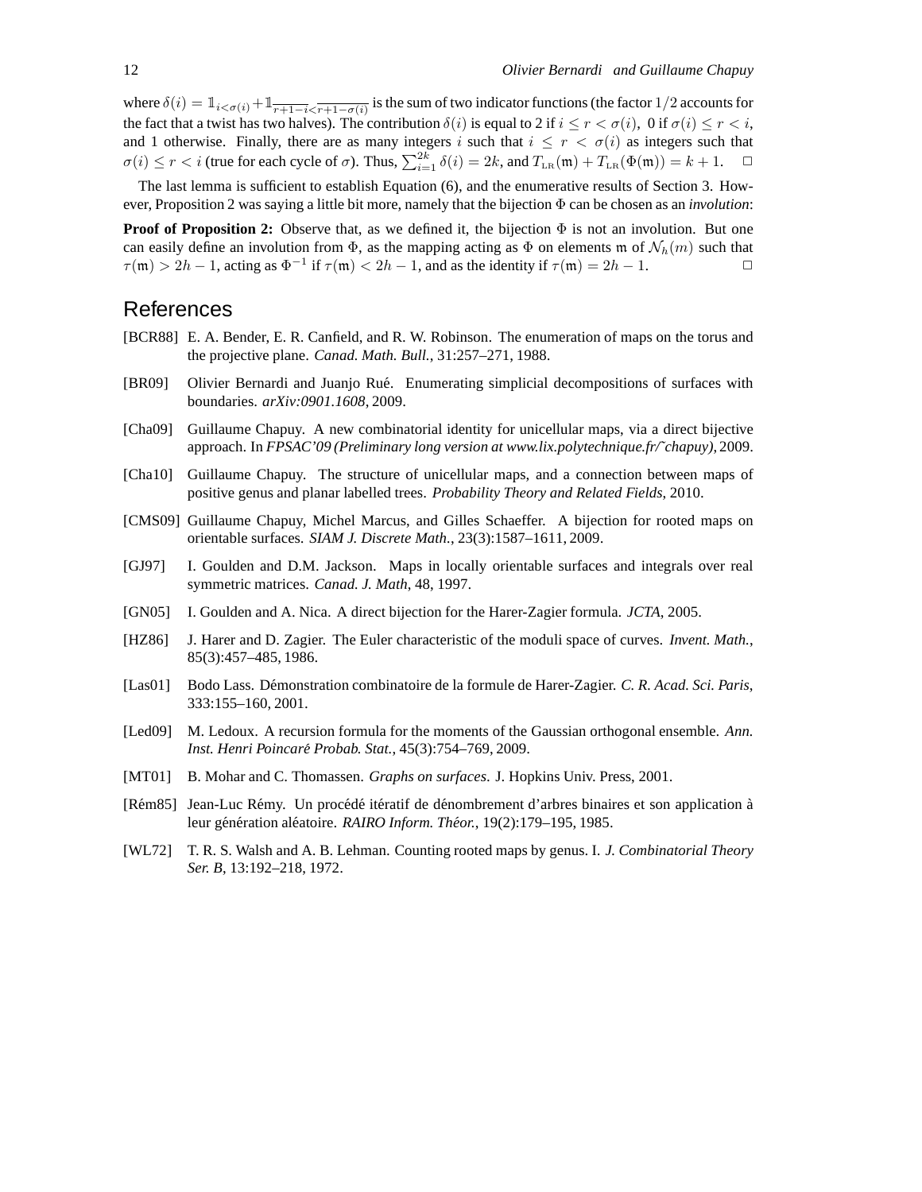where $\delta(i) = \mathbb{1}_{i<\sigma(i)} + \mathbb{1}_{\overline{r+1-i}<\overline{r+1-\sigma(i)}}$ is the sum of two indicator functions (the factor $1/2$ accounts for the fact that a twist has two halves). The contribution $\delta(i)$ is equal to 2 if $i \leq r < \sigma(i)$, 0 if $\sigma(i) \leq r < i$, and 1 otherwise. Finally, there are as many integers $i$ such that $i \leq r < \sigma(i)$ as integers such that $\sigma(i) \leq r < i$ (true for each cycle of $\sigma$). Thus, $\sum_{i=1}^{2k} \delta(i) = 2k$, and $T_{\text{LR}}(\mathfrak{m}) + T_{\text{LR}}(\Phi(\mathfrak{m})) = k + 1$. □

The last lemma is sufficient to establish Equation (6), and the enumerative results of Section 3. However, Proposition 2 was saying a little bit more, namely that the bijection $\Phi$ can be chosen as an *involution*:

**Proof of Proposition 2:** Observe that, as we defined it, the bijection $\Phi$ is not an involution. But one can easily define an involution from $\Phi$, as the mapping acting as $\Phi$ on elements $\mathfrak{m}$ of $\mathcal{N}_h(m)$ such that $\tau(\mathfrak{m}) > 2h - 1$, acting as $\Phi^{-1}$ if $\tau(\mathfrak{m}) < 2h - 1$, and as the identity if $\tau(\mathfrak{m}) = 2h - 1$. □

# References

[BCR88] E. A. Bender, E. R. Canfield, and R. W. Robinson. The enumeration of maps on the torus and the projective plane. *Canad. Math. Bull.*, 31:257–271, 1988.

[BR09] Olivier Bernardi and Juanjo Rué. Enumerating simplicial decompositions of surfaces with boundaries. *arXiv:0901.1608*, 2009.

[Cha09] Guillaume Chapuy. A new combinatorial identity for unicellular maps, via a direct bijective approach. In *FPSAC'09 (Preliminary long version at www.lix.polytechnique.fr/~chapuy)*, 2009.

[Cha10] Guillaume Chapuy. The structure of unicellular maps, and a connection between maps of positive genus and planar labelled trees. *Probability Theory and Related Fields*, 2010.

[CMS09] Guillaume Chapuy, Michel Marcus, and Gilles Schaeffer. A bijection for rooted maps on orientable surfaces. *SIAM J. Discrete Math.*, 23(3):1587–1611, 2009.

[GJ97] I. Goulden and D.M. Jackson. Maps in locally orientable surfaces and integrals over real symmetric matrices. *Canad. J. Math*, 48, 1997.

[GN05] I. Goulden and A. Nica. A direct bijection for the Harer-Zagier formula. *JCTA*, 2005.

[HZ86] J. Harer and D. Zagier. The Euler characteristic of the moduli space of curves. *Invent. Math.*, 85(3):457–485, 1986.

[Las01] Bodo Lass. Démonstration combinatoire de la formule de Harer-Zagier. *C. R. Acad. Sci. Paris*, 333:155–160, 2001.

[Led09] M. Ledoux. A recursion formula for the moments of the Gaussian orthogonal ensemble. *Ann. Inst. Henri Poincaré Probab. Stat.*, 45(3):754–769, 2009.

[MT01] B. Mohar and C. Thomassen. *Graphs on surfaces*. J. Hopkins Univ. Press, 2001.

[Rém85] Jean-Luc Rémy. Un procédé itératif de dénombrement d'arbres binaires et son application à leur génération aléatoire. *RAIRO Inform. Théor.*, 19(2):179–195, 1985.

[WL72] T. R. S. Walsh and A. B. Lehman. Counting rooted maps by genus. I. *J. Combinatorial Theory Ser. B*, 13:192–218, 1972.